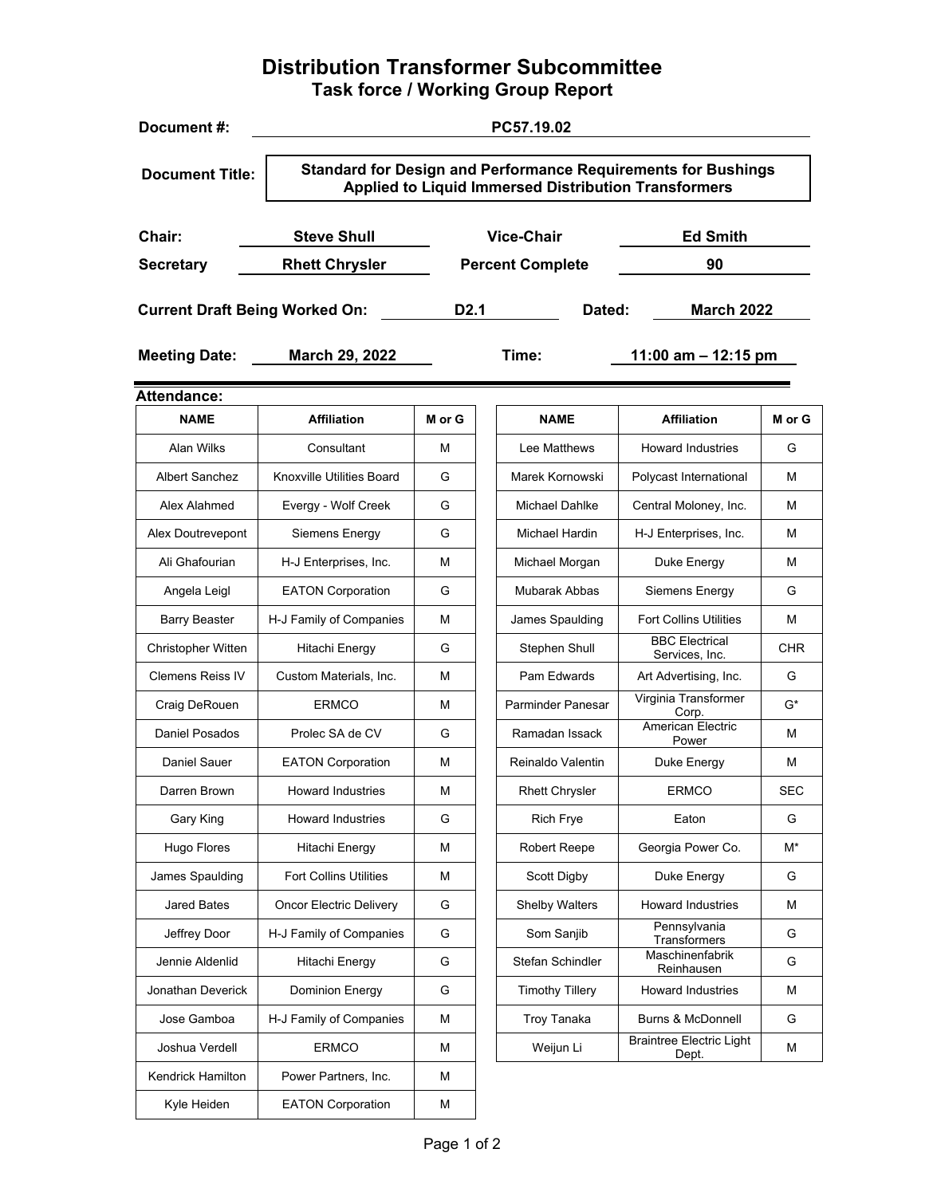# Distribution Transformer Subcommittee

## Task force / Working Group Report

**Document #:** PC57.19.02

**Document Title:** Standard for Design and Performance Requirements for Bushings Applied to Liquid Immersed Distribution Transformers

**Chair:** Steve Shull | **Vice-Chair:** Ed Smith

**Secretary:** Rhett Chrysler | **Percent Complete:** 90

**Current Draft Being Worked On:** D2.1 | **Dated:** March 2022

**Meeting Date:** March 29, 2022 | **Time:** 11:00 am – 12:15 pm

**Attendance:**

| NAME | Affiliation | M or G |
|---|---|---|
| Alan Wilks | Consultant | M |
| Albert Sanchez | Knoxville Utilities Board | G |
| Alex Alahmed | Evergy - Wolf Creek | G |
| Alex Doutrevepont | Siemens Energy | G |
| Ali Ghafourian | H-J Enterprises, Inc. | M |
| Angela Leigl | EATON Corporation | G |
| Barry Beaster | H-J Family of Companies | M |
| Christopher Witten | Hitachi Energy | G |
| Clemens Reiss IV | Custom Materials, Inc. | M |
| Craig DeRouen | ERMCO | M |
| Daniel Posados | Prolec SA de CV | G |
| Daniel Sauer | EATON Corporation | M |
| Darren Brown | Howard Industries | M |
| Gary King | Howard Industries | G |
| Hugo Flores | Hitachi Energy | M |
| James Spaulding | Fort Collins Utilities | M |
| Jared Bates | Oncor Electric Delivery | G |
| Jeffrey Door | H-J Family of Companies | G |
| Jennie Aldenlid | Hitachi Energy | G |
| Jonathan Deverick | Dominion Energy | G |
| Jose Gamboa | H-J Family of Companies | M |
| Joshua Verdell | ERMCO | M |
| Kendrick Hamilton | Power Partners, Inc. | M |
| Kyle Heiden | EATON Corporation | M |
| Lee Matthews | Howard Industries | G |
| Marek Kornowski | Polycast International | M |
| Michael Dahlke | Central Moloney, Inc. | M |
| Michael Hardin | H-J Enterprises, Inc. | M |
| Michael Morgan | Duke Energy | M |
| Mubarak Abbas | Siemens Energy | G |
| James Spaulding | Fort Collins Utilities | M |
| Stephen Shull | BBC Electrical Services, Inc. | CHR |
| Pam Edwards | Art Advertising, Inc. | G |
| Parminder Panesar | Virginia Transformer Corp. | G* |
| Ramadan Issack | American Electric Power | M |
| Reinaldo Valentin | Duke Energy | M |
| Rhett Chrysler | ERMCO | SEC |
| Rich Frye | Eaton | G |
| Robert Reepe | Georgia Power Co. | M* |
| Scott Digby | Duke Energy | G |
| Shelby Walters | Howard Industries | M |
| Som Sanjib | Pennsylvania Transformers | G |
| Stefan Schindler | Maschinenfabrik Reinhausen | G |
| Timothy Tillery | Howard Industries | M |
| Troy Tanaka | Burns & McDonnell | G |
| Weijun Li | Braintree Electric Light Dept. | M |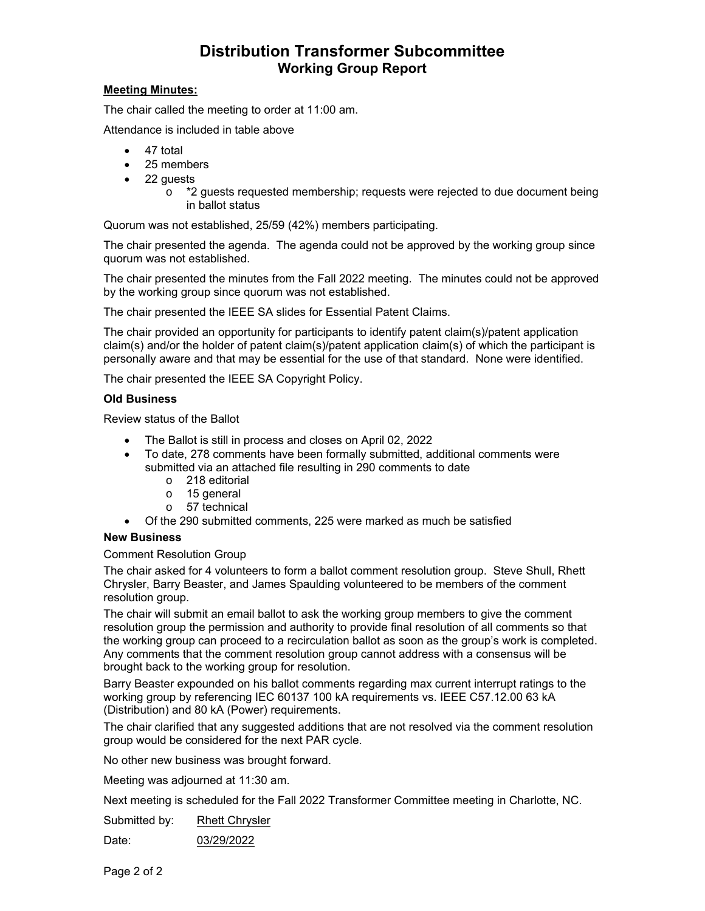# Distribution Transformer Subcommittee
## Working Group Report

**Meeting Minutes:**

The chair called the meeting to order at 11:00 am.

Attendance is included in table above

- 47 total
- 25 members
- 22 guests
  - *2 guests requested membership; requests were rejected to due document being in ballot status

Quorum was not established, 25/59 (42%) members participating.

The chair presented the agenda. The agenda could not be approved by the working group since quorum was not established.

The chair presented the minutes from the Fall 2022 meeting. The minutes could not be approved by the working group since quorum was not established.

The chair presented the IEEE SA slides for Essential Patent Claims.

The chair provided an opportunity for participants to identify patent claim(s)/patent application claim(s) and/or the holder of patent claim(s)/patent application claim(s) of which the participant is personally aware and that may be essential for the use of that standard. None were identified.

The chair presented the IEEE SA Copyright Policy.

**Old Business**

Review status of the Ballot

- The Ballot is still in process and closes on April 02, 2022
- To date, 278 comments have been formally submitted, additional comments were submitted via an attached file resulting in 290 comments to date
  - 218 editorial
  - 15 general
  - 57 technical
- Of the 290 submitted comments, 225 were marked as much be satisfied

**New Business**

Comment Resolution Group

The chair asked for 4 volunteers to form a ballot comment resolution group. Steve Shull, Rhett Chrysler, Barry Beaster, and James Spaulding volunteered to be members of the comment resolution group.

The chair will submit an email ballot to ask the working group members to give the comment resolution group the permission and authority to provide final resolution of all comments so that the working group can proceed to a recirculation ballot as soon as the group's work is completed. Any comments that the comment resolution group cannot address with a consensus will be brought back to the working group for resolution.

Barry Beaster expounded on his ballot comments regarding max current interrupt ratings to the working group by referencing IEC 60137 100 kA requirements vs. IEEE C57.12.00 63 kA (Distribution) and 80 kA (Power) requirements.

The chair clarified that any suggested additions that are not resolved via the comment resolution group would be considered for the next PAR cycle.

No other new business was brought forward.

Meeting was adjourned at 11:30 am.

Next meeting is scheduled for the Fall 2022 Transformer Committee meeting in Charlotte, NC.

Submitted by: Rhett Chrysler

Date: 03/29/2022